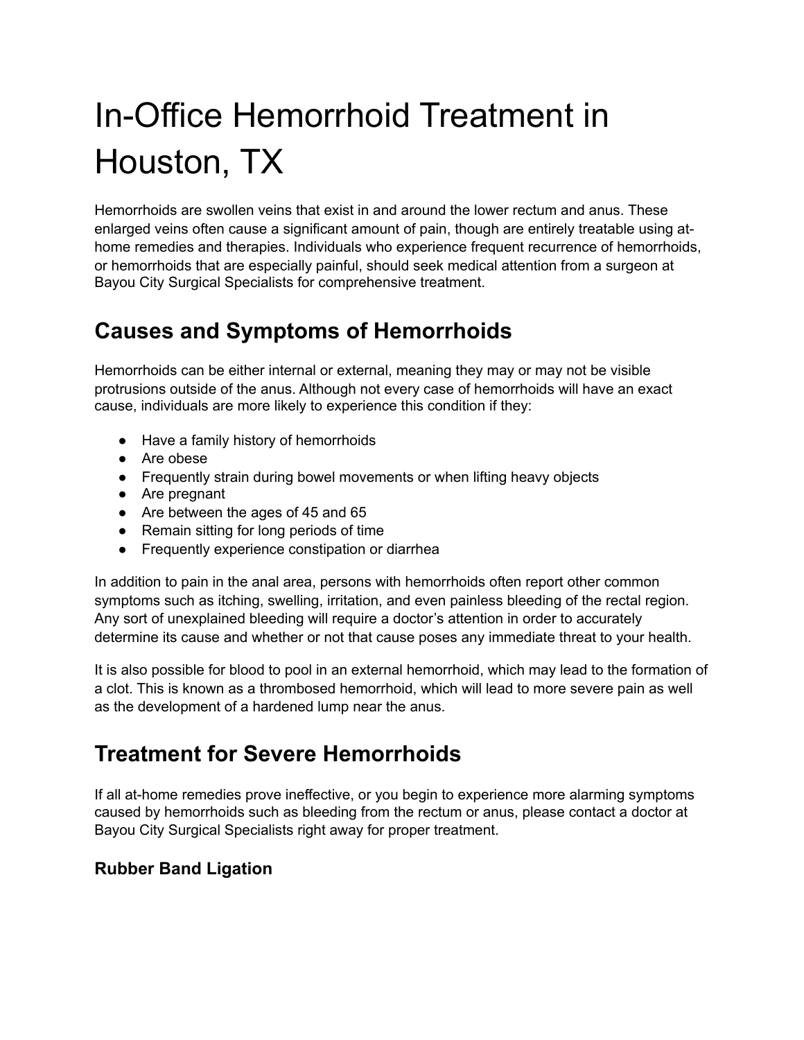# In-Office Hemorrhoid Treatment in Houston, TX

Hemorrhoids are swollen veins that exist in and around the lower rectum and anus. These enlarged veins often cause a significant amount of pain, though are entirely treatable using at-home remedies and therapies. Individuals who experience frequent recurrence of hemorrhoids, or hemorrhoids that are especially painful, should seek medical attention from a surgeon at Bayou City Surgical Specialists for comprehensive treatment.

## Causes and Symptoms of Hemorrhoids

Hemorrhoids can be either internal or external, meaning they may or may not be visible protrusions outside of the anus. Although not every case of hemorrhoids will have an exact cause, individuals are more likely to experience this condition if they:

- Have a family history of hemorrhoids
- Are obese
- Frequently strain during bowel movements or when lifting heavy objects
- Are pregnant
- Are between the ages of 45 and 65
- Remain sitting for long periods of time
- Frequently experience constipation or diarrhea

In addition to pain in the anal area, persons with hemorrhoids often report other common symptoms such as itching, swelling, irritation, and even painless bleeding of the rectal region. Any sort of unexplained bleeding will require a doctor's attention in order to accurately determine its cause and whether or not that cause poses any immediate threat to your health.

It is also possible for blood to pool in an external hemorrhoid, which may lead to the formation of a clot. This is known as a thrombosed hemorrhoid, which will lead to more severe pain as well as the development of a hardened lump near the anus.

## Treatment for Severe Hemorrhoids

If all at-home remedies prove ineffective, or you begin to experience more alarming symptoms caused by hemorrhoids such as bleeding from the rectum or anus, please contact a doctor at Bayou City Surgical Specialists right away for proper treatment.

### Rubber Band Ligation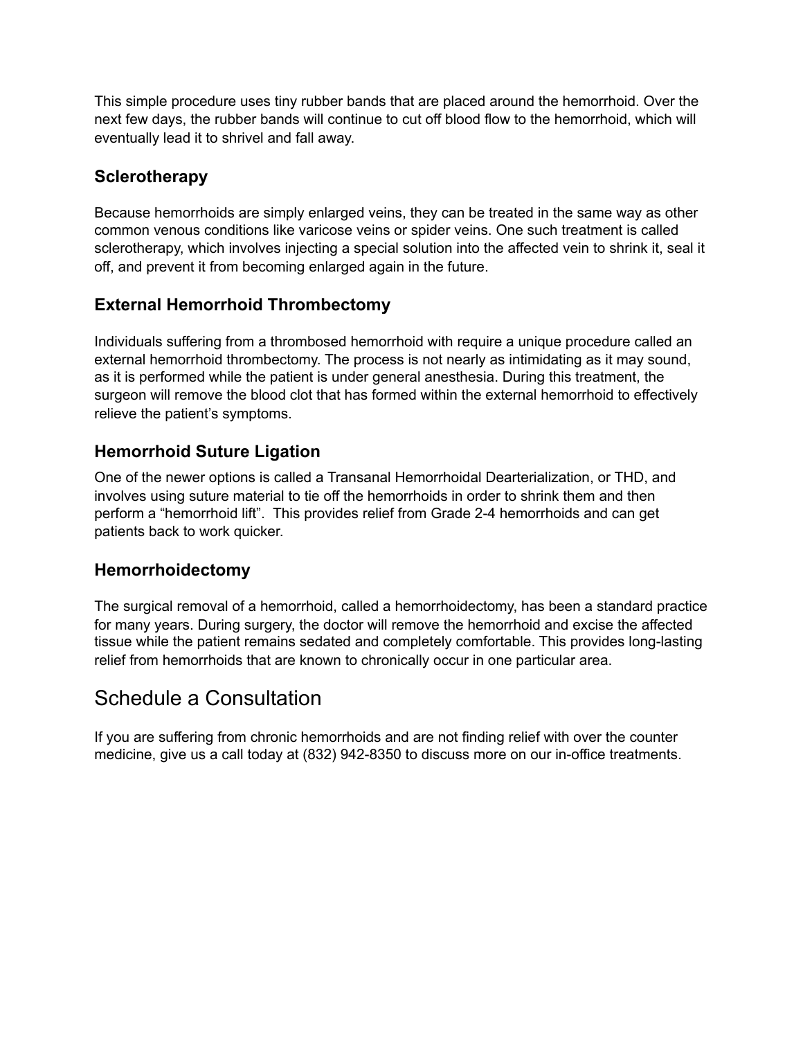This simple procedure uses tiny rubber bands that are placed around the hemorrhoid. Over the next few days, the rubber bands will continue to cut off blood flow to the hemorrhoid, which will eventually lead it to shrivel and fall away.

### Sclerotherapy

Because hemorrhoids are simply enlarged veins, they can be treated in the same way as other common venous conditions like varicose veins or spider veins. One such treatment is called sclerotherapy, which involves injecting a special solution into the affected vein to shrink it, seal it off, and prevent it from becoming enlarged again in the future.

### External Hemorrhoid Thrombectomy

Individuals suffering from a thrombosed hemorrhoid with require a unique procedure called an external hemorrhoid thrombectomy. The process is not nearly as intimidating as it may sound, as it is performed while the patient is under general anesthesia. During this treatment, the surgeon will remove the blood clot that has formed within the external hemorrhoid to effectively relieve the patient's symptoms.

### Hemorrhoid Suture Ligation

One of the newer options is called a Transanal Hemorrhoidal Dearterialization, or THD, and involves using suture material to tie off the hemorrhoids in order to shrink them and then perform a "hemorrhoid lift". This provides relief from Grade 2-4 hemorrhoids and can get patients back to work quicker.

### Hemorrhoidectomy

The surgical removal of a hemorrhoid, called a hemorrhoidectomy, has been a standard practice for many years. During surgery, the doctor will remove the hemorrhoid and excise the affected tissue while the patient remains sedated and completely comfortable. This provides long-lasting relief from hemorrhoids that are known to chronically occur in one particular area.

## Schedule a Consultation

If you are suffering from chronic hemorrhoids and are not finding relief with over the counter medicine, give us a call today at (832) 942-8350 to discuss more on our in-office treatments.